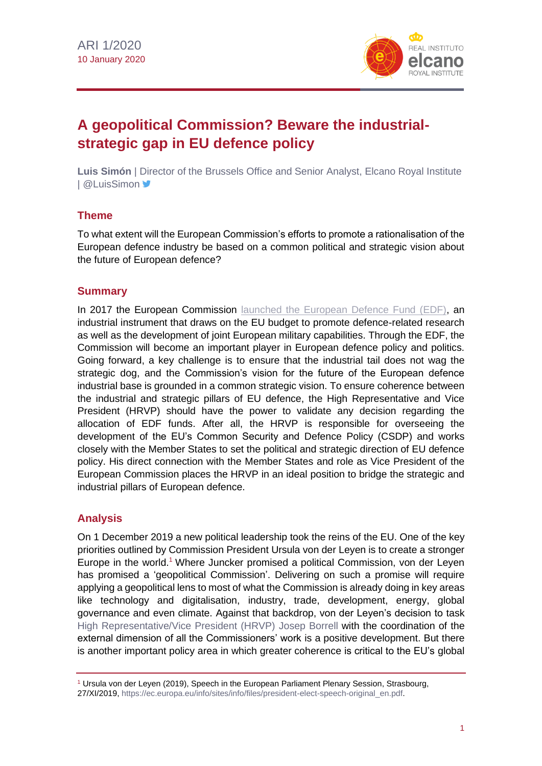ARI 1/2020
10 January 2020

# A geopolitical Commission? Beware the industrial-strategic gap in EU defence policy

**Luis Simón** | Director of the Brussels Office and Senior Analyst, Elcano Royal Institute | @LuisSimon

## Theme

To what extent will the European Commission's efforts to promote a rationalisation of the European defence industry be based on a common political and strategic vision about the future of European defence?

## Summary

In 2017 the European Commission launched the European Defence Fund (EDF), an industrial instrument that draws on the EU budget to promote defence-related research as well as the development of joint European military capabilities. Through the EDF, the Commission will become an important player in European defence policy and politics. Going forward, a key challenge is to ensure that the industrial tail does not wag the strategic dog, and the Commission's vision for the future of the European defence industrial base is grounded in a common strategic vision. To ensure coherence between the industrial and strategic pillars of EU defence, the High Representative and Vice President (HRVP) should have the power to validate any decision regarding the allocation of EDF funds. After all, the HRVP is responsible for overseeing the development of the EU's Common Security and Defence Policy (CSDP) and works closely with the Member States to set the political and strategic direction of EU defence policy. His direct connection with the Member States and role as Vice President of the European Commission places the HRVP in an ideal position to bridge the strategic and industrial pillars of European defence.

## Analysis

On 1 December 2019 a new political leadership took the reins of the EU. One of the key priorities outlined by Commission President Ursula von der Leyen is to create a stronger Europe in the world.[1] Where Juncker promised a political Commission, von der Leyen has promised a 'geopolitical Commission'. Delivering on such a promise will require applying a geopolitical lens to most of what the Commission is already doing in key areas like technology and digitalisation, industry, trade, development, energy, global governance and even climate. Against that backdrop, von der Leyen's decision to task High Representative/Vice President (HRVP) Josep Borrell with the coordination of the external dimension of all the Commissioners' work is a positive development. But there is another important policy area in which greater coherence is critical to the EU's global

[1] Ursula von der Leyen (2019), Speech in the European Parliament Plenary Session, Strasbourg, 27/XI/2019, https://ec.europa.eu/info/sites/info/files/president-elect-speech-original_en.pdf.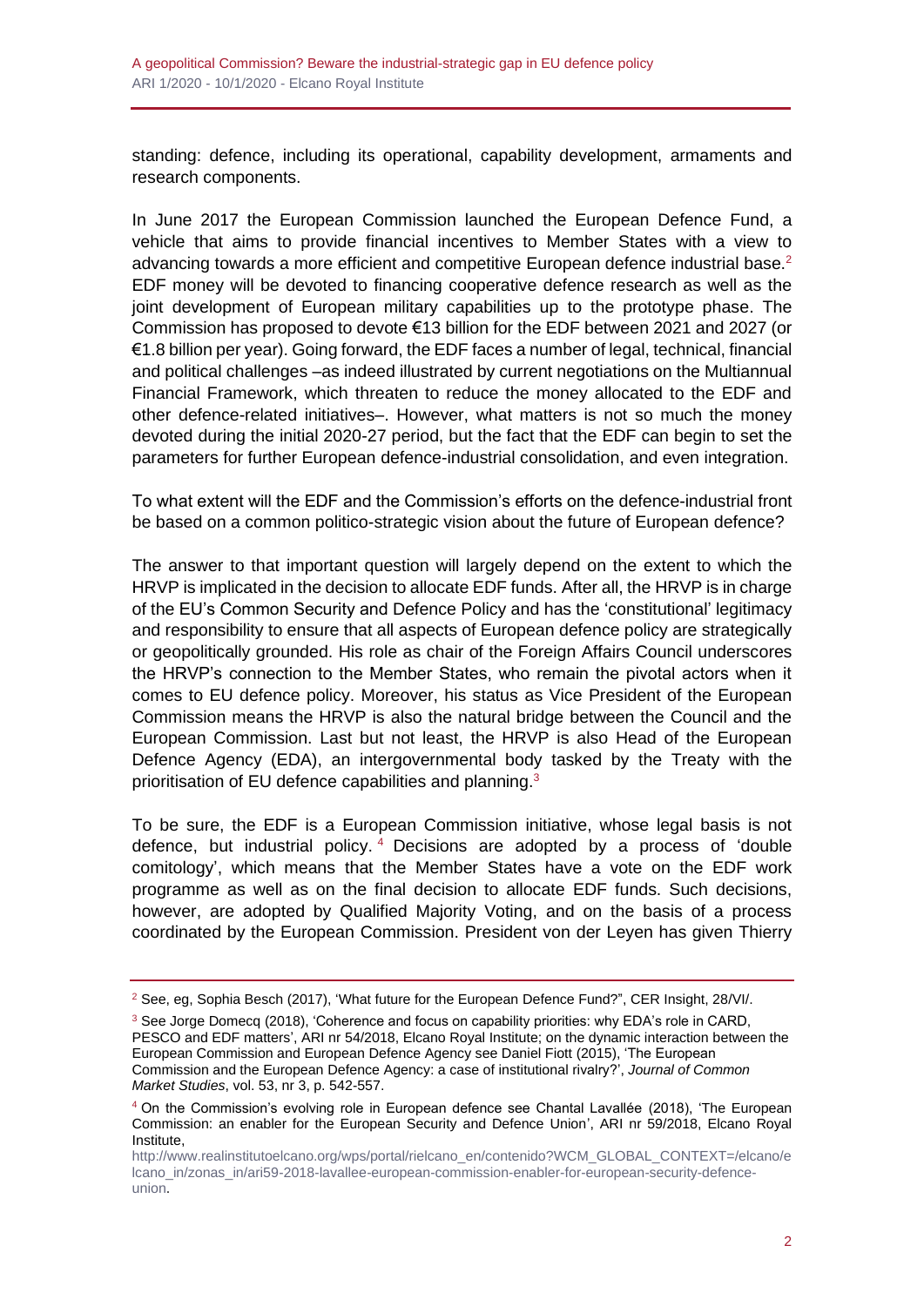standing: defence, including its operational, capability development, armaments and research components.

In June 2017 the European Commission launched the European Defence Fund, a vehicle that aims to provide financial incentives to Member States with a view to advancing towards a more efficient and competitive European defence industrial base.[2] EDF money will be devoted to financing cooperative defence research as well as the joint development of European military capabilities up to the prototype phase. The Commission has proposed to devote €13 billion for the EDF between 2021 and 2027 (or €1.8 billion per year). Going forward, the EDF faces a number of legal, technical, financial and political challenges –as indeed illustrated by current negotiations on the Multiannual Financial Framework, which threaten to reduce the money allocated to the EDF and other defence-related initiatives–. However, what matters is not so much the money devoted during the initial 2020-27 period, but the fact that the EDF can begin to set the parameters for further European defence-industrial consolidation, and even integration.

To what extent will the EDF and the Commission's efforts on the defence-industrial front be based on a common politico-strategic vision about the future of European defence?

The answer to that important question will largely depend on the extent to which the HRVP is implicated in the decision to allocate EDF funds. After all, the HRVP is in charge of the EU's Common Security and Defence Policy and has the 'constitutional' legitimacy and responsibility to ensure that all aspects of European defence policy are strategically or geopolitically grounded. His role as chair of the Foreign Affairs Council underscores the HRVP's connection to the Member States, who remain the pivotal actors when it comes to EU defence policy. Moreover, his status as Vice President of the European Commission means the HRVP is also the natural bridge between the Council and the European Commission. Last but not least, the HRVP is also Head of the European Defence Agency (EDA), an intergovernmental body tasked by the Treaty with the prioritisation of EU defence capabilities and planning.[3]

To be sure, the EDF is a European Commission initiative, whose legal basis is not defence, but industrial policy.[4] Decisions are adopted by a process of 'double comitology', which means that the Member States have a vote on the EDF work programme as well as on the final decision to allocate EDF funds. Such decisions, however, are adopted by Qualified Majority Voting, and on the basis of a process coordinated by the European Commission. President von der Leyen has given Thierry

---

[2] See, eg, Sophia Besch (2017), 'What future for the European Defence Fund?", CER Insight, 28/VI/.

[3] See Jorge Domecq (2018), 'Coherence and focus on capability priorities: why EDA's role in CARD, PESCO and EDF matters', ARI nr 54/2018, Elcano Royal Institute; on the dynamic interaction between the European Commission and European Defence Agency see Daniel Fiott (2015), 'The European Commission and the European Defence Agency: a case of institutional rivalry?', *Journal of Common Market Studies*, vol. 53, nr 3, p. 542-557.

[4] On the Commission's evolving role in European defence see Chantal Lavallée (2018), 'The European Commission: an enabler for the European Security and Defence Union', ARI nr 59/2018, Elcano Royal Institute, http://www.realinstitutoelcano.org/wps/portal/rielcano_en/contenido?WCM_GLOBAL_CONTEXT=/elcano/elcano_in/zonas_in/ari59-2018-lavallee-european-commission-enabler-for-european-security-defence-union.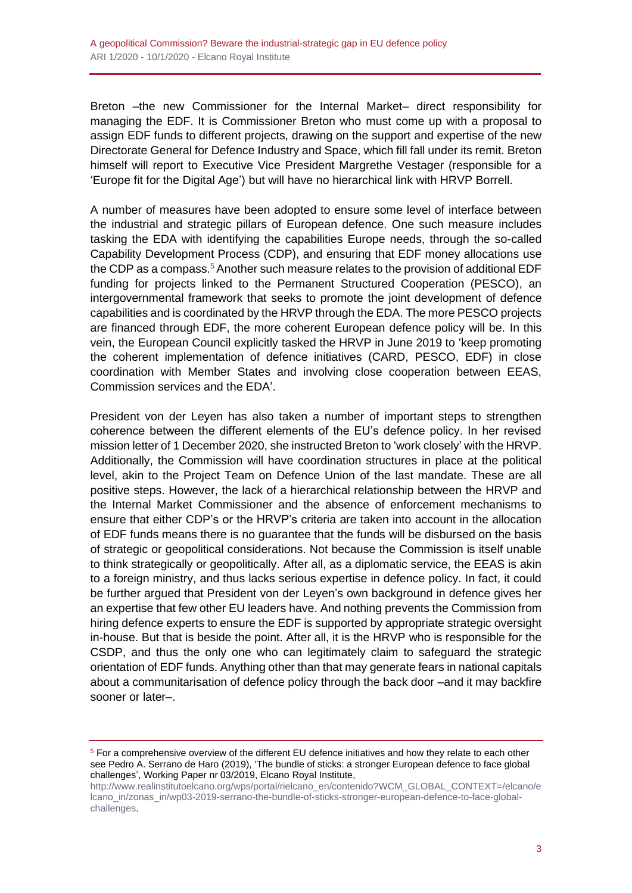Breton –the new Commissioner for the Internal Market– direct responsibility for managing the EDF. It is Commissioner Breton who must come up with a proposal to assign EDF funds to different projects, drawing on the support and expertise of the new Directorate General for Defence Industry and Space, which fill fall under its remit. Breton himself will report to Executive Vice President Margrethe Vestager (responsible for a 'Europe fit for the Digital Age') but will have no hierarchical link with HRVP Borrell.

A number of measures have been adopted to ensure some level of interface between the industrial and strategic pillars of European defence. One such measure includes tasking the EDA with identifying the capabilities Europe needs, through the so-called Capability Development Process (CDP), and ensuring that EDF money allocations use the CDP as a compass.[5] Another such measure relates to the provision of additional EDF funding for projects linked to the Permanent Structured Cooperation (PESCO), an intergovernmental framework that seeks to promote the joint development of defence capabilities and is coordinated by the HRVP through the EDA. The more PESCO projects are financed through EDF, the more coherent European defence policy will be. In this vein, the European Council explicitly tasked the HRVP in June 2019 to 'keep promoting the coherent implementation of defence initiatives (CARD, PESCO, EDF) in close coordination with Member States and involving close cooperation between EEAS, Commission services and the EDA'.

President von der Leyen has also taken a number of important steps to strengthen coherence between the different elements of the EU's defence policy. In her revised mission letter of 1 December 2020, she instructed Breton to 'work closely' with the HRVP. Additionally, the Commission will have coordination structures in place at the political level, akin to the Project Team on Defence Union of the last mandate. These are all positive steps. However, the lack of a hierarchical relationship between the HRVP and the Internal Market Commissioner and the absence of enforcement mechanisms to ensure that either CDP's or the HRVP's criteria are taken into account in the allocation of EDF funds means there is no guarantee that the funds will be disbursed on the basis of strategic or geopolitical considerations. Not because the Commission is itself unable to think strategically or geopolitically. After all, as a diplomatic service, the EEAS is akin to a foreign ministry, and thus lacks serious expertise in defence policy. In fact, it could be further argued that President von der Leyen's own background in defence gives her an expertise that few other EU leaders have. And nothing prevents the Commission from hiring defence experts to ensure the EDF is supported by appropriate strategic oversight in-house. But that is beside the point. After all, it is the HRVP who is responsible for the CSDP, and thus the only one who can legitimately claim to safeguard the strategic orientation of EDF funds. Anything other than that may generate fears in national capitals about a communitarisation of defence policy through the back door –and it may backfire sooner or later–.

---

[5] For a comprehensive overview of the different EU defence initiatives and how they relate to each other see Pedro A. Serrano de Haro (2019), 'The bundle of sticks: a stronger European defence to face global challenges', Working Paper nr 03/2019, Elcano Royal Institute, http://www.realinstitutoelcano.org/wps/portal/rielcano_en/contenido?WCM_GLOBAL_CONTEXT=/elcano/elcano_in/zonas_in/wp03-2019-serrano-the-bundle-of-sticks-stronger-european-defence-to-face-global-challenges.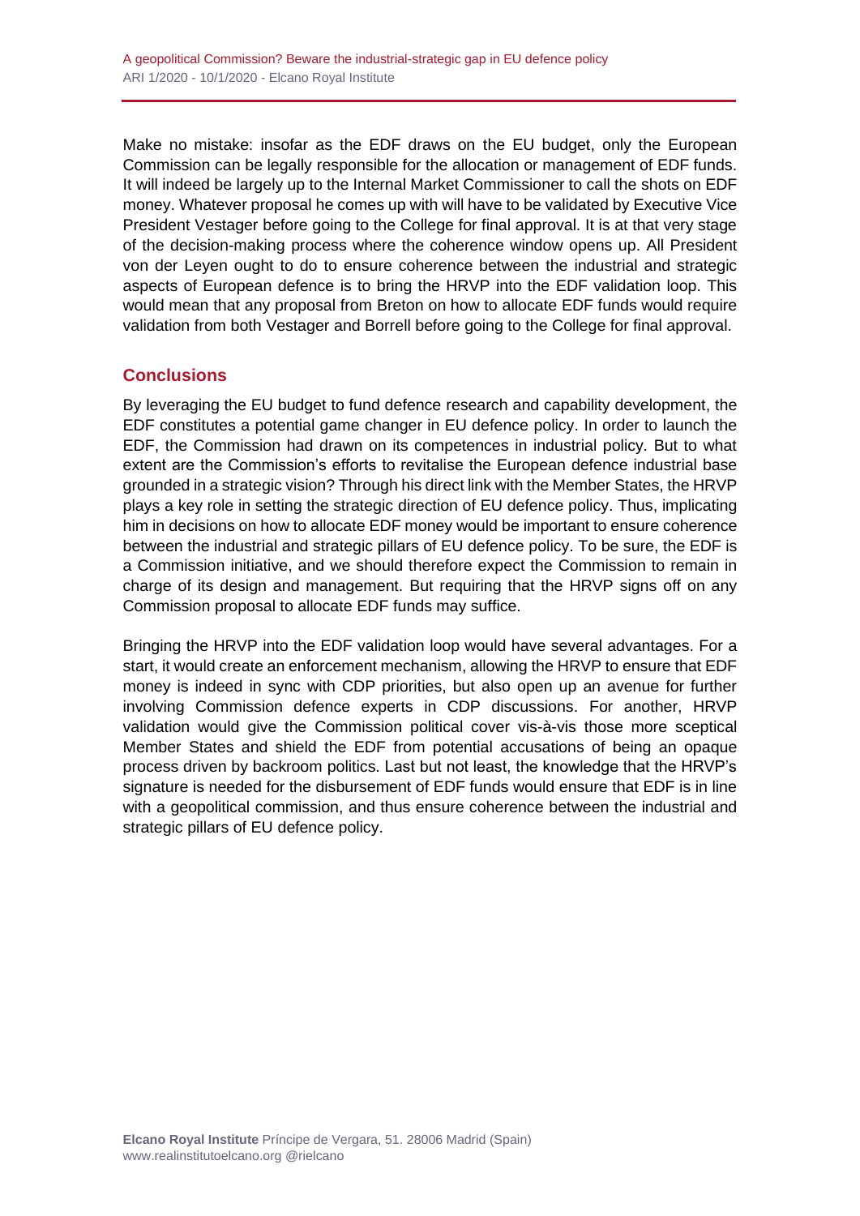Make no mistake: insofar as the EDF draws on the EU budget, only the European Commission can be legally responsible for the allocation or management of EDF funds. It will indeed be largely up to the Internal Market Commissioner to call the shots on EDF money. Whatever proposal he comes up with will have to be validated by Executive Vice President Vestager before going to the College for final approval. It is at that very stage of the decision-making process where the coherence window opens up. All President von der Leyen ought to do to ensure coherence between the industrial and strategic aspects of European defence is to bring the HRVP into the EDF validation loop. This would mean that any proposal from Breton on how to allocate EDF funds would require validation from both Vestager and Borrell before going to the College for final approval.

## Conclusions

By leveraging the EU budget to fund defence research and capability development, the EDF constitutes a potential game changer in EU defence policy. In order to launch the EDF, the Commission had drawn on its competences in industrial policy. But to what extent are the Commission's efforts to revitalise the European defence industrial base grounded in a strategic vision? Through his direct link with the Member States, the HRVP plays a key role in setting the strategic direction of EU defence policy. Thus, implicating him in decisions on how to allocate EDF money would be important to ensure coherence between the industrial and strategic pillars of EU defence policy. To be sure, the EDF is a Commission initiative, and we should therefore expect the Commission to remain in charge of its design and management. But requiring that the HRVP signs off on any Commission proposal to allocate EDF funds may suffice.

Bringing the HRVP into the EDF validation loop would have several advantages. For a start, it would create an enforcement mechanism, allowing the HRVP to ensure that EDF money is indeed in sync with CDP priorities, but also open up an avenue for further involving Commission defence experts in CDP discussions. For another, HRVP validation would give the Commission political cover vis-à-vis those more sceptical Member States and shield the EDF from potential accusations of being an opaque process driven by backroom politics. Last but not least, the knowledge that the HRVP's signature is needed for the disbursement of EDF funds would ensure that EDF is in line with a geopolitical commission, and thus ensure coherence between the industrial and strategic pillars of EU defence policy.